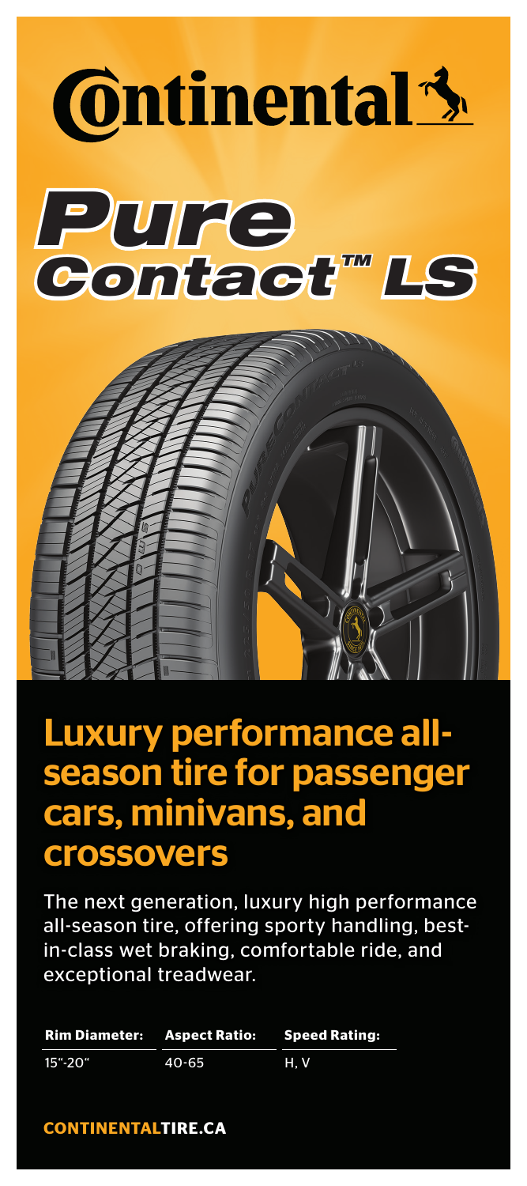# Continental

# PureContact™ LS

## Luxury performance all-season tire for passenger cars, minivans, and crossovers

The next generation, luxury high performance all-season tire, offering sporty handling, best-in-class wet braking, comfortable ride, and exceptional treadwear.

| Rim Diameter: | Aspect Ratio: | Speed Rating: |
| --- | --- | --- |
| 15"-20" | 40-65 | H, V |

**CONTINENTALTIRE.CA**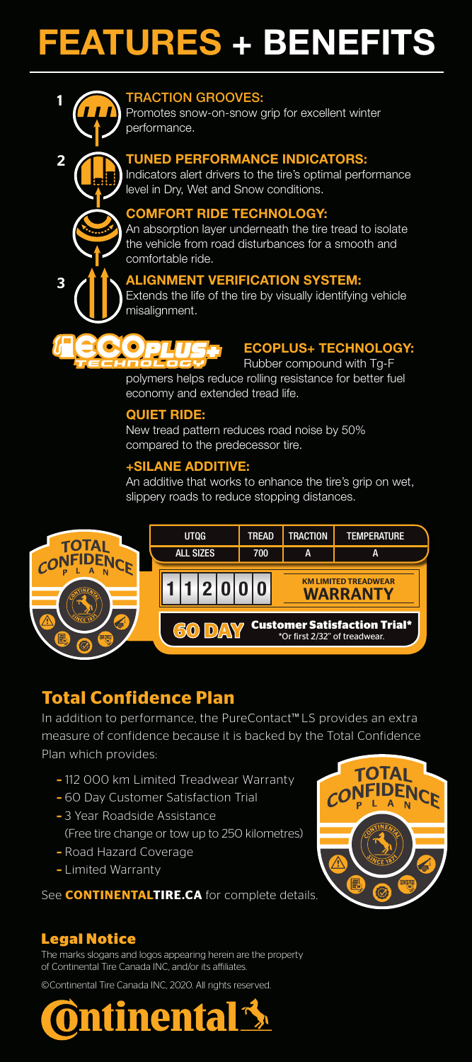# FEATURES + BENEFITS

1

**TRACTION GROOVES:**
Promotes snow-on-snow grip for excellent winter performance.

2

**TUNED PERFORMANCE INDICATORS:**
Indicators alert drivers to the tire's optimal performance level in Dry, Wet and Snow conditions.

**COMFORT RIDE TECHNOLOGY:**
An absorption layer underneath the tire tread to isolate the vehicle from road disturbances for a smooth and comfortable ride.

3

**ALIGNMENT VERIFICATION SYSTEM:**
Extends the life of the tire by visually identifying vehicle misalignment.

ECOPLUS+ TECHNOLOGY

**ECOPLUS+ TECHNOLOGY:**
Rubber compound with Tg-F polymers helps reduce rolling resistance for better fuel economy and extended tread life.

**QUIET RIDE:**
New tread pattern reduces road noise by 50% compared to the predecessor tire.

**+SILANE ADDITIVE:**
An additive that works to enhance the tire's grip on wet, slippery roads to reduce stopping distances.

TOTAL CONFIDENCE PLAN

| UTQG | TREAD | TRACTION | TEMPERATURE |
|---|---|---|---|
| ALL SIZES | 700 | A | A |

112000 KM LIMITED TREADWEAR WARRANTY

60 DAY Customer Satisfaction Trial*
*Or first 2/32" of treadwear.

## Total Confidence Plan

In addition to performance, the PureContact™ LS provides an extra measure of confidence because it is backed by the Total Confidence Plan which provides:

- 112 000 km Limited Treadwear Warranty
- 60 Day Customer Satisfaction Trial
- 3 Year Roadside Assistance (Free tire change or tow up to 250 kilometres)
- Road Hazard Coverage
- Limited Warranty

See **CONTINENTALTIRE.CA** for complete details.

### Legal Notice

The marks slogans and logos appearing herein are the property of Continental Tire Canada INC, and/or its affiliates.

©Continental Tire Canada INC, 2020. All rights reserved.

Continental